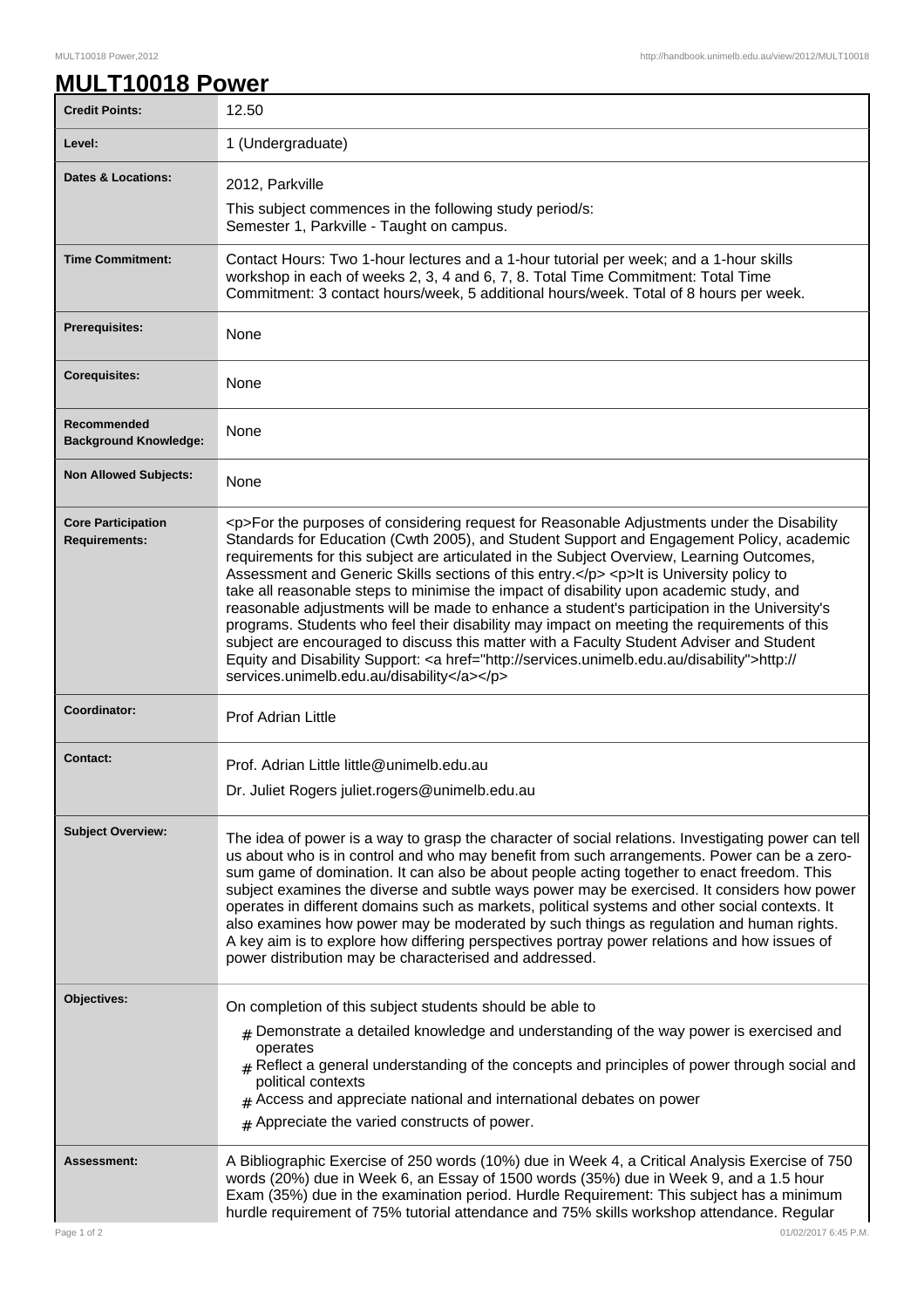# MULT10018 Power

| | |
|---|---|
| **Credit Points:** | 12.50 |
| **Level:** | 1 (Undergraduate) |
| **Dates & Locations:** | 2012, Parkville<br>This subject commences in the following study period/s:<br>Semester 1, Parkville - Taught on campus. |
| **Time Commitment:** | Contact Hours: Two 1-hour lectures and a 1-hour tutorial per week; and a 1-hour skills workshop in each of weeks 2, 3, 4 and 6, 7, 8. Total Time Commitment: Total Time Commitment: 3 contact hours/week, 5 additional hours/week. Total of 8 hours per week. |
| **Prerequisites:** | None |
| **Corequisites:** | None |
| **Recommended Background Knowledge:** | None |
| **Non Allowed Subjects:** | None |
| **Core Participation Requirements:** | <p>For the purposes of considering request for Reasonable Adjustments under the Disability Standards for Education (Cwth 2005), and Student Support and Engagement Policy, academic requirements for this subject are articulated in the Subject Overview, Learning Outcomes, Assessment and Generic Skills sections of this entry.</p> <p>It is University policy to take all reasonable steps to minimise the impact of disability upon academic study, and reasonable adjustments will be made to enhance a student's participation in the University's programs. Students who feel their disability may impact on meeting the requirements of this subject are encouraged to discuss this matter with a Faculty Student Adviser and Student Equity and Disability Support: <a href="http://services.unimelb.edu.au/disability">http://services.unimelb.edu.au/disability</a></p> |
| **Coordinator:** | Prof Adrian Little |
| **Contact:** | Prof. Adrian Little little@unimelb.edu.au<br>Dr. Juliet Rogers juliet.rogers@unimelb.edu.au |
| **Subject Overview:** | The idea of power is a way to grasp the character of social relations. Investigating power can tell us about who is in control and who may benefit from such arrangements. Power can be a zero-sum game of domination. It can also be about people acting together to enact freedom. This subject examines the diverse and subtle ways power may be exercised. It considers how power operates in different domains such as markets, political systems and other social contexts. It also examines how power may be moderated by such things as regulation and human rights. A key aim is to explore how differing perspectives portray power relations and how issues of power distribution may be characterised and addressed. |
| **Objectives:** | On completion of this subject students should be able to<br># Demonstrate a detailed knowledge and understanding of the way power is exercised and operates<br># Reflect a general understanding of the concepts and principles of power through social and political contexts<br># Access and appreciate national and international debates on power<br># Appreciate the varied constructs of power. |
| **Assessment:** | A Bibliographic Exercise of 250 words (10%) due in Week 4, a Critical Analysis Exercise of 750 words (20%) due in Week 6, an Essay of 1500 words (35%) due in Week 9, and a 1.5 hour Exam (35%) due in the examination period. Hurdle Requirement: This subject has a minimum hurdle requirement of 75% tutorial attendance and 75% skills workshop attendance. Regular |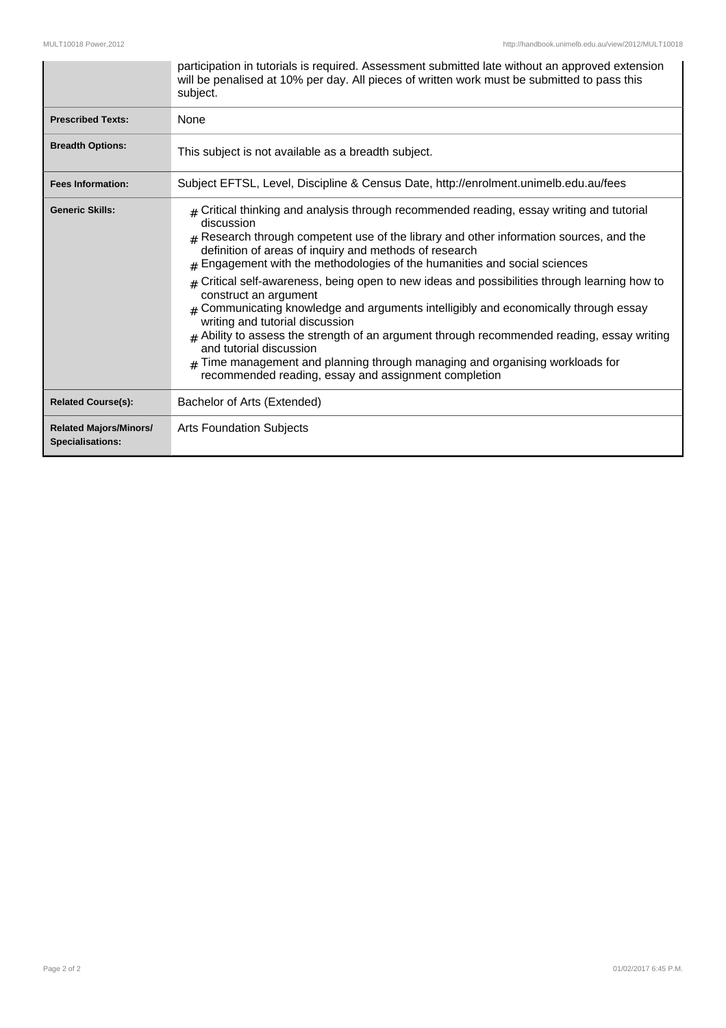| | |
|---|---|
| | participation in tutorials is required. Assessment submitted late without an approved extension will be penalised at 10% per day. All pieces of written work must be submitted to pass this subject. |
| **Prescribed Texts:** | None |
| **Breadth Options:** | This subject is not available as a breadth subject. |
| **Fees Information:** | Subject EFTSL, Level, Discipline & Census Date, http://enrolment.unimelb.edu.au/fees |
| **Generic Skills:** | # Critical thinking and analysis through recommended reading, essay writing and tutorial discussion<br># Research through competent use of the library and other information sources, and the definition of areas of inquiry and methods of research<br># Engagement with the methodologies of the humanities and social sciences<br># Critical self-awareness, being open to new ideas and possibilities through learning how to construct an argument<br># Communicating knowledge and arguments intelligibly and economically through essay writing and tutorial discussion<br># Ability to assess the strength of an argument through recommended reading, essay writing and tutorial discussion<br># Time management and planning through managing and organising workloads for recommended reading, essay and assignment completion |
| **Related Course(s):** | Bachelor of Arts (Extended) |
| **Related Majors/Minors/ Specialisations:** | Arts Foundation Subjects |